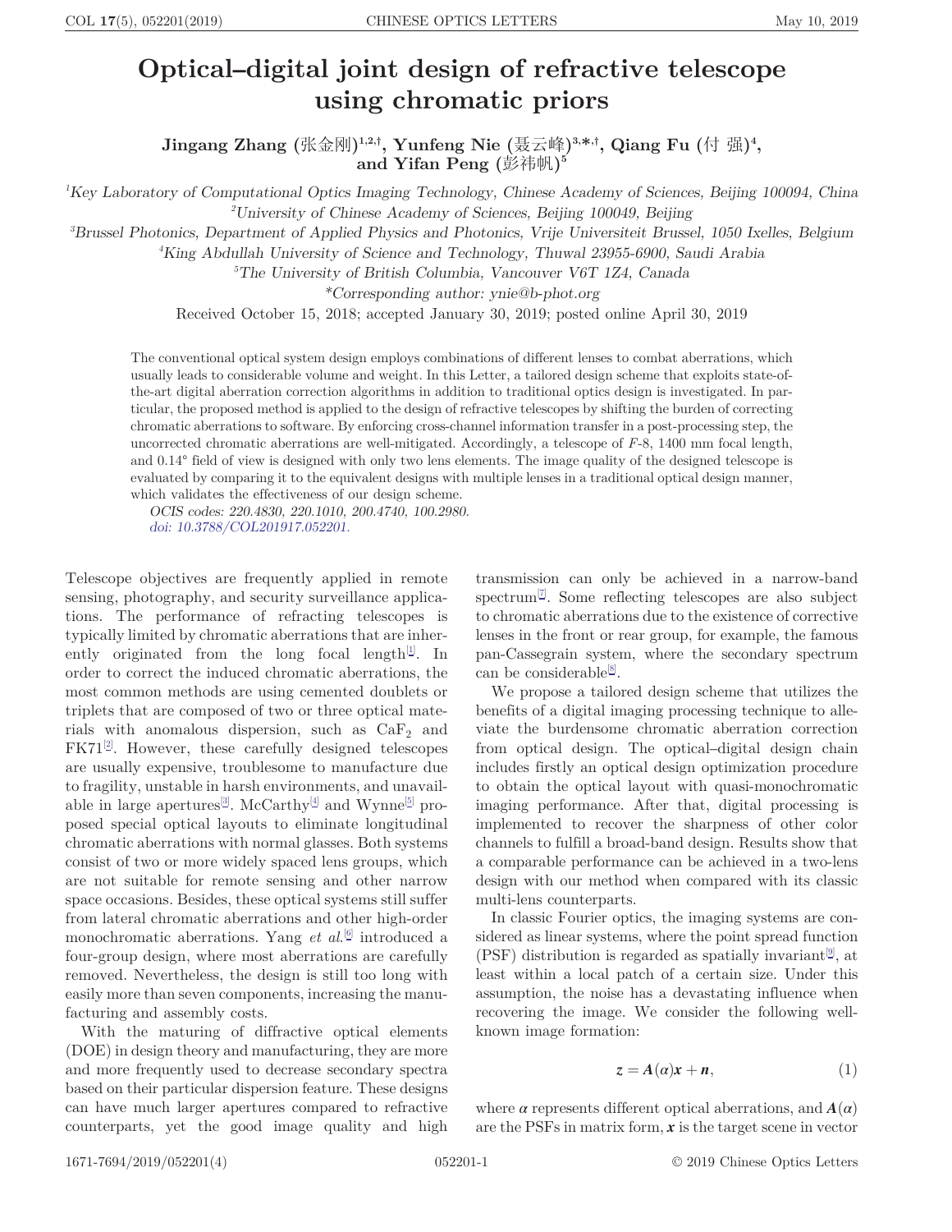# Optical–digital joint design of refractive telescope using chromatic priors

**Jingang Zhang (张金刚)[1,2,†], Yunfeng Nie (聂云峰)[3,*,†], Qiang Fu (付 强)[4], and Yifan Peng (彭祎帆)[5]**

[1]*Key Laboratory of Computational Optics Imaging Technology, Chinese Academy of Sciences, Beijing 100094, China*
[2]*University of Chinese Academy of Sciences, Beijing 100049, Beijing*
[3]*Brussel Photonics, Department of Applied Physics and Photonics, Vrije Universiteit Brussel, 1050 Ixelles, Belgium*
[4]*King Abdullah University of Science and Technology, Thuwal 23955-6900, Saudi Arabia*
[5]*The University of British Columbia, Vancouver V6T 1Z4, Canada*
*\*Corresponding author: ynie@b-phot.org*

Received October 15, 2018; accepted January 30, 2019; posted online April 30, 2019

The conventional optical system design employs combinations of different lenses to combat aberrations, which usually leads to considerable volume and weight. In this Letter, a tailored design scheme that exploits state-of-the-art digital aberration correction algorithms in addition to traditional optics design is investigated. In particular, the proposed method is applied to the design of refractive telescopes by shifting the burden of correcting chromatic aberrations to software. By enforcing cross-channel information transfer in a post-processing step, the uncorrected chromatic aberrations are well-mitigated. Accordingly, a telescope of *F*-8, 1400 mm focal length, and 0.14° field of view is designed with only two lens elements. The image quality of the designed telescope is evaluated by comparing it to the equivalent designs with multiple lenses in a traditional optical design manner, which validates the effectiveness of our design scheme.

*OCIS codes: 220.4830, 220.1010, 200.4740, 100.2980.*
doi: 10.3788/COL201917.052201.

Telescope objectives are frequently applied in remote sensing, photography, and security surveillance applications. The performance of refracting telescopes is typically limited by chromatic aberrations that are inherently originated from the long focal length[1]. In order to correct the induced chromatic aberrations, the most common methods are using cemented doublets or triplets that are composed of two or three optical materials with anomalous dispersion, such as $CaF_2$ and FK71[2]. However, these carefully designed telescopes are usually expensive, troublesome to manufacture due to fragility, unstable in harsh environments, and unavailable in large apertures[3]. McCarthy[4] and Wynne[5] proposed special optical layouts to eliminate longitudinal chromatic aberrations with normal glasses. Both systems consist of two or more widely spaced lens groups, which are not suitable for remote sensing and other narrow space occasions. Besides, these optical systems still suffer from lateral chromatic aberrations and other high-order monochromatic aberrations. Yang *et al.*[6] introduced a four-group design, where most aberrations are carefully removed. Nevertheless, the design is still too long with easily more than seven components, increasing the manufacturing and assembly costs.

With the maturing of diffractive optical elements (DOE) in design theory and manufacturing, they are more and more frequently used to decrease secondary spectra based on their particular dispersion feature. These designs can have much larger apertures compared to refractive counterparts, yet the good image quality and high transmission can only be achieved in a narrow-band spectrum[7]. Some reflecting telescopes are also subject to chromatic aberrations due to the existence of corrective lenses in the front or rear group, for example, the famous pan-Cassegrain system, where the secondary spectrum can be considerable[8].

We propose a tailored design scheme that utilizes the benefits of a digital imaging processing technique to alleviate the burdensome chromatic aberration correction from optical design. The optical–digital design chain includes firstly an optical design optimization procedure to obtain the optical layout with quasi-monochromatic imaging performance. After that, digital processing is implemented to recover the sharpness of other color channels to fulfill a broad-band design. Results show that a comparable performance can be achieved in a two-lens design with our method when compared with its classic multi-lens counterparts.

In classic Fourier optics, the imaging systems are considered as linear systems, where the point spread function (PSF) distribution is regarded as spatially invariant[9], at least within a local patch of a certain size. Under this assumption, the noise has a devastating influence when recovering the image. We consider the following well-known image formation:

$$z = \boldsymbol{A}(\alpha)\boldsymbol{x} + \boldsymbol{n}, \tag{1}$$

where $\alpha$ represents different optical aberrations, and $\boldsymbol{A}(\alpha)$ are the PSFs in matrix form, $\boldsymbol{x}$ is the target scene in vector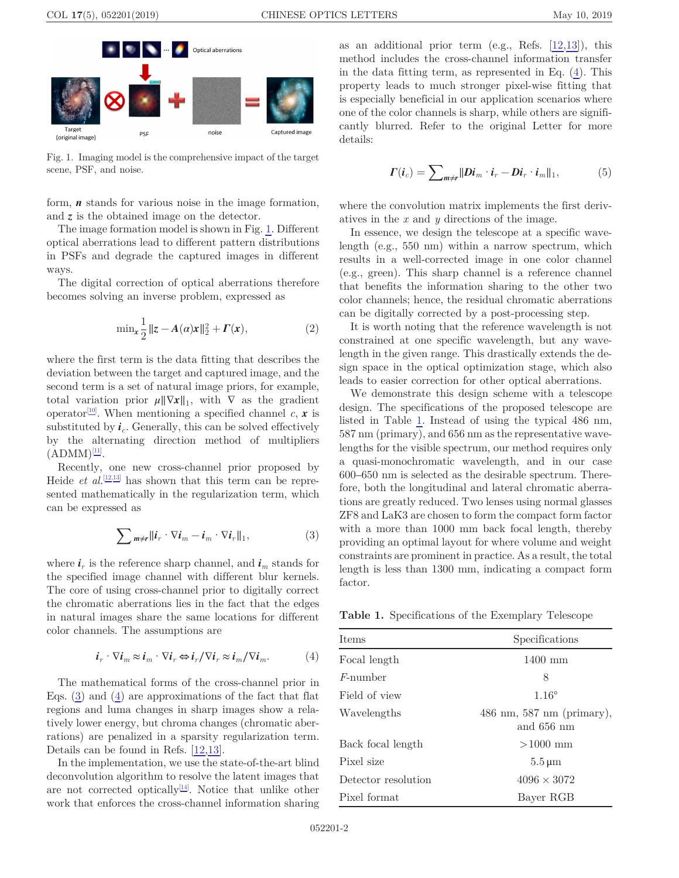Fig. 1. Imaging model is the comprehensive impact of the target scene, PSF, and noise.

form, $\boldsymbol{n}$ stands for various noise in the image formation, and $\boldsymbol{z}$ is the obtained image on the detector.

The image formation model is shown in Fig. 1. Different optical aberrations lead to different pattern distributions in PSFs and degrade the captured images in different ways.

The digital correction of optical aberrations therefore becomes solving an inverse problem, expressed as

$$\min_{\boldsymbol{x}} \frac{1}{2}\|\boldsymbol{z}-\boldsymbol{A}(\alpha)\boldsymbol{x}\|_2^2+\boldsymbol{\Gamma}(\boldsymbol{x}), \tag{2}$$

where the first term is the data fitting that describes the deviation between the target and captured image, and the second term is a set of natural image priors, for example, total variation prior $\mu\|\nabla \boldsymbol{x}\|_1$, with $\nabla$ as the gradient operator[10]. When mentioning a specified channel $c$, $\boldsymbol{x}$ is substituted by $\boldsymbol{i}_c$. Generally, this can be solved effectively by the alternating direction method of multipliers (ADMM)[11].

Recently, one new cross-channel prior proposed by Heide *et al.*[12,13] has shown that this term can be represented mathematically in the regularization term, which can be expressed as

$$\sum\nolimits_{m\neq r}\|\boldsymbol{i}_r\cdot\nabla\boldsymbol{i}_m-\boldsymbol{i}_m\cdot\nabla\boldsymbol{i}_r\|_1, \tag{3}$$

where $\boldsymbol{i}_r$ is the reference sharp channel, and $\boldsymbol{i}_m$ stands for the specified image channel with different blur kernels. The core of using cross-channel prior to digitally correct the chromatic aberrations lies in the fact that the edges in natural images share the same locations for different color channels. The assumptions are

$$\boldsymbol{i}_r\cdot\nabla\boldsymbol{i}_m\approx\boldsymbol{i}_m\cdot\nabla\boldsymbol{i}_r\Leftrightarrow\boldsymbol{i}_r/\nabla\boldsymbol{i}_r\approx\boldsymbol{i}_m/\nabla\boldsymbol{i}_m. \tag{4}$$

The mathematical forms of the cross-channel prior in Eqs. (3) and (4) are approximations of the fact that flat regions and luma changes in sharp images show a relatively lower energy, but chroma changes (chromatic aberrations) are penalized in a sparsity regularization term. Details can be found in Refs. [12,13].

In the implementation, we use the state-of-the-art blind deconvolution algorithm to resolve the latent images that are not corrected optically[14]. Notice that unlike other work that enforces the cross-channel information sharing as an additional prior term (e.g., Refs. [12,13]), this method includes the cross-channel information transfer in the data fitting term, as represented in Eq. (4). This property leads to much stronger pixel-wise fitting that is especially beneficial in our application scenarios where one of the color channels is sharp, while others are significantly blurred. Refer to the original Letter for more details:

$$\boldsymbol{\Gamma}(\boldsymbol{i}_c)=\sum\nolimits_{m\neq r}\|\boldsymbol{D}\boldsymbol{i}_m\cdot\boldsymbol{i}_r-\boldsymbol{D}\boldsymbol{i}_r\cdot\boldsymbol{i}_m\|_1, \tag{5}$$

where the convolution matrix implements the first derivatives in the $x$ and $y$ directions of the image.

In essence, we design the telescope at a specific wavelength (e.g., 550 nm) within a narrow spectrum, which results in a well-corrected image in one color channel (e.g., green). This sharp channel is a reference channel that benefits the information sharing to the other two color channels; hence, the residual chromatic aberrations can be digitally corrected by a post-processing step.

It is worth noting that the reference wavelength is not constrained at one specific wavelength, but any wavelength in the given range. This drastically extends the design space in the optical optimization stage, which also leads to easier correction for other optical aberrations.

We demonstrate this design scheme with a telescope design. The specifications of the proposed telescope are listed in Table 1. Instead of using the typical 486 nm, 587 nm (primary), and 656 nm as the representative wavelengths for the visible spectrum, our method requires only a quasi-monochromatic wavelength, and in our case 600–650 nm is selected as the desirable spectrum. Therefore, both the longitudinal and lateral chromatic aberrations are greatly reduced. Two lenses using normal glasses ZF8 and LaK3 are chosen to form the compact form factor with a more than 1000 mm back focal length, thereby providing an optimal layout for where volume and weight constraints are prominent in practice. As a result, the total length is less than 1300 mm, indicating a compact form factor.

**Table 1.** Specifications of the Exemplary Telescope

| Items | Specifications |
|---|---|
| Focal length | 1400 mm |
| *F*-number | 8 |
| Field of view | 1.16° |
| Wavelengths | 486 nm, 587 nm (primary), and 656 nm |
| Back focal length | >1000 mm |
| Pixel size | 5.5 μm |
| Detector resolution | 4096 × 3072 |
| Pixel format | Bayer RGB |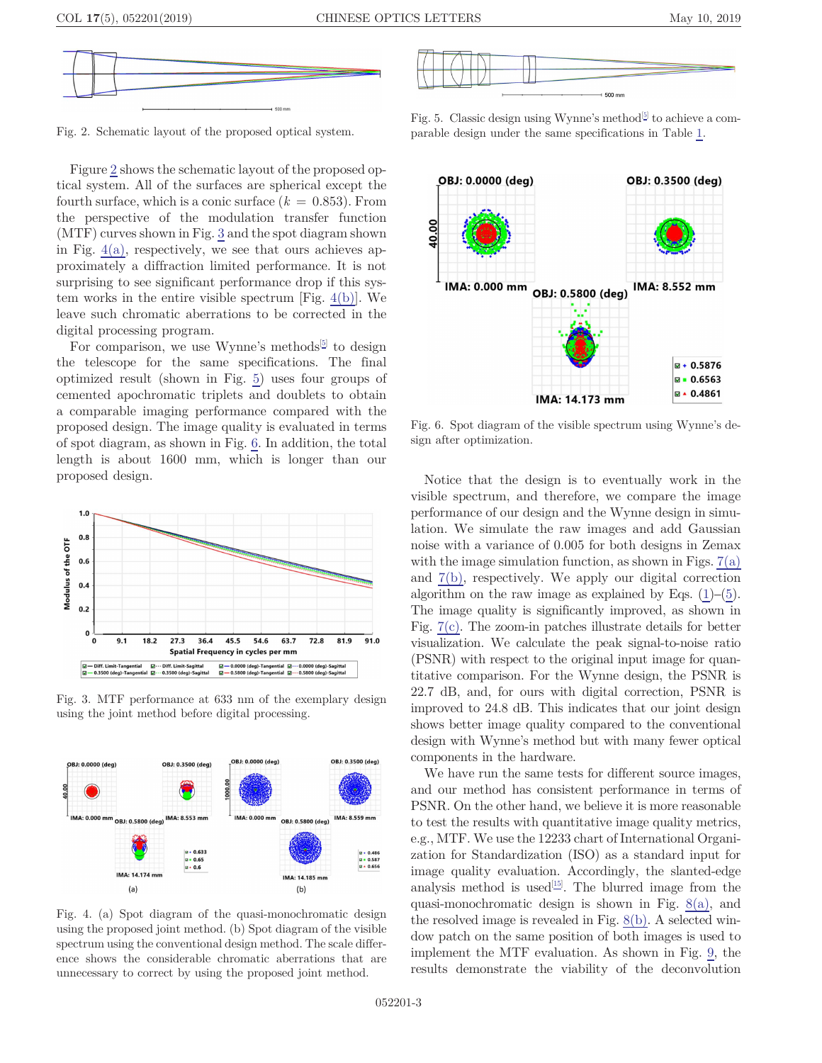Fig. 2. Schematic layout of the proposed optical system.

Figure 2 shows the schematic layout of the proposed optical system. All of the surfaces are spherical except the fourth surface, which is a conic surface ($k = 0.853$). From the perspective of the modulation transfer function (MTF) curves shown in Fig. 3 and the spot diagram shown in Fig. 4(a), respectively, we see that ours achieves approximately a diffraction limited performance. It is not surprising to see significant performance drop if this system works in the entire visible spectrum [Fig. 4(b)]. We leave such chromatic aberrations to be corrected in the digital processing program.

For comparison, we use Wynne's methods[5] to design the telescope for the same specifications. The final optimized result (shown in Fig. 5) uses four groups of cemented apochromatic triplets and doublets to obtain a comparable imaging performance compared with the proposed design. The image quality is evaluated in terms of spot diagram, as shown in Fig. 6. In addition, the total length is about 1600 mm, which is longer than our proposed design.

Fig. 3. MTF performance at 633 nm of the exemplary design using the joint method before digital processing.

Fig. 4. (a) Spot diagram of the quasi-monochromatic design using the proposed joint method. (b) Spot diagram of the visible spectrum using the conventional design method. The scale difference shows the considerable chromatic aberrations that are unnecessary to correct by using the proposed joint method.

Fig. 5. Classic design using Wynne's method[5] to achieve a comparable design under the same specifications in Table 1.

Fig. 6. Spot diagram of the visible spectrum using Wynne's design after optimization.

Notice that the design is to eventually work in the visible spectrum, and therefore, we compare the image performance of our design and the Wynne design in simulation. We simulate the raw images and add Gaussian noise with a variance of 0.005 for both designs in Zemax with the image simulation function, as shown in Figs. 7(a) and 7(b), respectively. We apply our digital correction algorithm on the raw image as explained by Eqs. (1)–(5). The image quality is significantly improved, as shown in Fig. 7(c). The zoom-in patches illustrate details for better visualization. We calculate the peak signal-to-noise ratio (PSNR) with respect to the original input image for quantitative comparison. For the Wynne design, the PSNR is 22.7 dB, and, for ours with digital correction, PSNR is improved to 24.8 dB. This indicates that our joint design shows better image quality compared to the conventional design with Wynne's method but with many fewer optical components in the hardware.

We have run the same tests for different source images, and our method has consistent performance in terms of PSNR. On the other hand, we believe it is more reasonable to test the results with quantitative image quality metrics, e.g., MTF. We use the 12233 chart of International Organization for Standardization (ISO) as a standard input for image quality evaluation. Accordingly, the slanted-edge analysis method is used[15]. The blurred image from the quasi-monochromatic design is shown in Fig. 8(a), and the resolved image is revealed in Fig. 8(b). A selected window patch on the same position of both images is used to implement the MTF evaluation. As shown in Fig. 9, the results demonstrate the viability of the deconvolution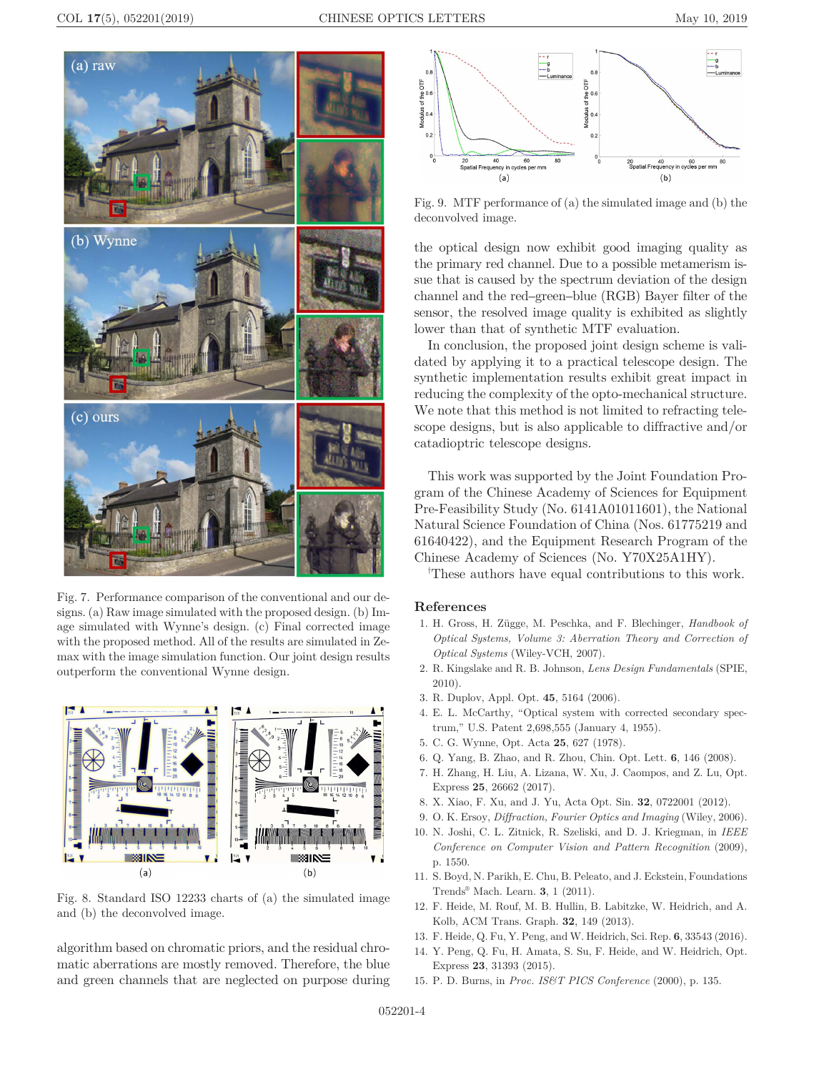(a) raw

(b) Wynne

(c) ours

Fig. 7. Performance comparison of the conventional and our designs. (a) Raw image simulated with the proposed design. (b) Image simulated with Wynne's design. (c) Final corrected image with the proposed method. All of the results are simulated in Zemax with the image simulation function. Our joint design results outperform the conventional Wynne design.

(a)

(b)

Fig. 8. Standard ISO 12233 charts of (a) the simulated image and (b) the deconvolved image.

algorithm based on chromatic priors, and the residual chromatic aberrations are mostly removed. Therefore, the blue and green channels that are neglected on purpose during the optical design now exhibit good imaging quality as the primary red channel. Due to a possible metamerism issue that is caused by the spectrum deviation of the design channel and the red–green–blue (RGB) Bayer filter of the sensor, the resolved image quality is exhibited as slightly lower than that of synthetic MTF evaluation.

Modulus of the OTF

Spatial Frequency in cycles per mm

r
g
b
Luminance

(a)

(b)

Fig. 9. MTF performance of (a) the simulated image and (b) the deconvolved image.

In conclusion, the proposed joint design scheme is validated by applying it to a practical telescope design. The synthetic implementation results exhibit great impact in reducing the complexity of the opto-mechanical structure. We note that this method is not limited to refracting telescope designs, but is also applicable to diffractive and/or catadioptric telescope designs.

This work was supported by the Joint Foundation Program of the Chinese Academy of Sciences for Equipment Pre-Feasibility Study (No. 6141A01011601), the National Natural Science Foundation of China (Nos. 61775219 and 61640422), and the Equipment Research Program of the Chinese Academy of Sciences (No. Y70X25A1HY).

†These authors have equal contributions to this work.

## References

1. H. Gross, H. Zügge, M. Peschka, and F. Blechinger, *Handbook of Optical Systems, Volume 3: Aberration Theory and Correction of Optical Systems* (Wiley-VCH, 2007).
2. R. Kingslake and R. B. Johnson, *Lens Design Fundamentals* (SPIE, 2010).
3. R. Duplov, Appl. Opt. **45**, 5164 (2006).
4. E. L. McCarthy, "Optical system with corrected secondary spectrum," U.S. Patent 2,698,555 (January 4, 1955).
5. C. G. Wynne, Opt. Acta **25**, 627 (1978).
6. Q. Yang, B. Zhao, and R. Zhou, Chin. Opt. Lett. **6**, 146 (2008).
7. H. Zhang, H. Liu, A. Lizana, W. Xu, J. Caompos, and Z. Lu, Opt. Express **25**, 26662 (2017).
8. X. Xiao, F. Xu, and J. Yu, Acta Opt. Sin. **32**, 0722001 (2012).
9. O. K. Ersoy, *Diffraction, Fourier Optics and Imaging* (Wiley, 2006).
10. N. Joshi, C. L. Zitnick, R. Szeliski, and D. J. Kriegman, in *IEEE Conference on Computer Vision and Pattern Recognition* (2009), p. 1550.
11. S. Boyd, N. Parikh, E. Chu, B. Peleato, and J. Eckstein, Foundations Trends® Mach. Learn. **3**, 1 (2011).
12. F. Heide, M. Rouf, M. B. Hullin, B. Labitzke, W. Heidrich, and A. Kolb, ACM Trans. Graph. **32**, 149 (2013).
13. F. Heide, Q. Fu, Y. Peng, and W. Heidrich, Sci. Rep. **6**, 33543 (2016).
14. Y. Peng, Q. Fu, H. Amata, S. Su, F. Heide, and W. Heidrich, Opt. Express **23**, 31393 (2015).
15. P. D. Burns, in *Proc. IS&T PICS Conference* (2000), p. 135.